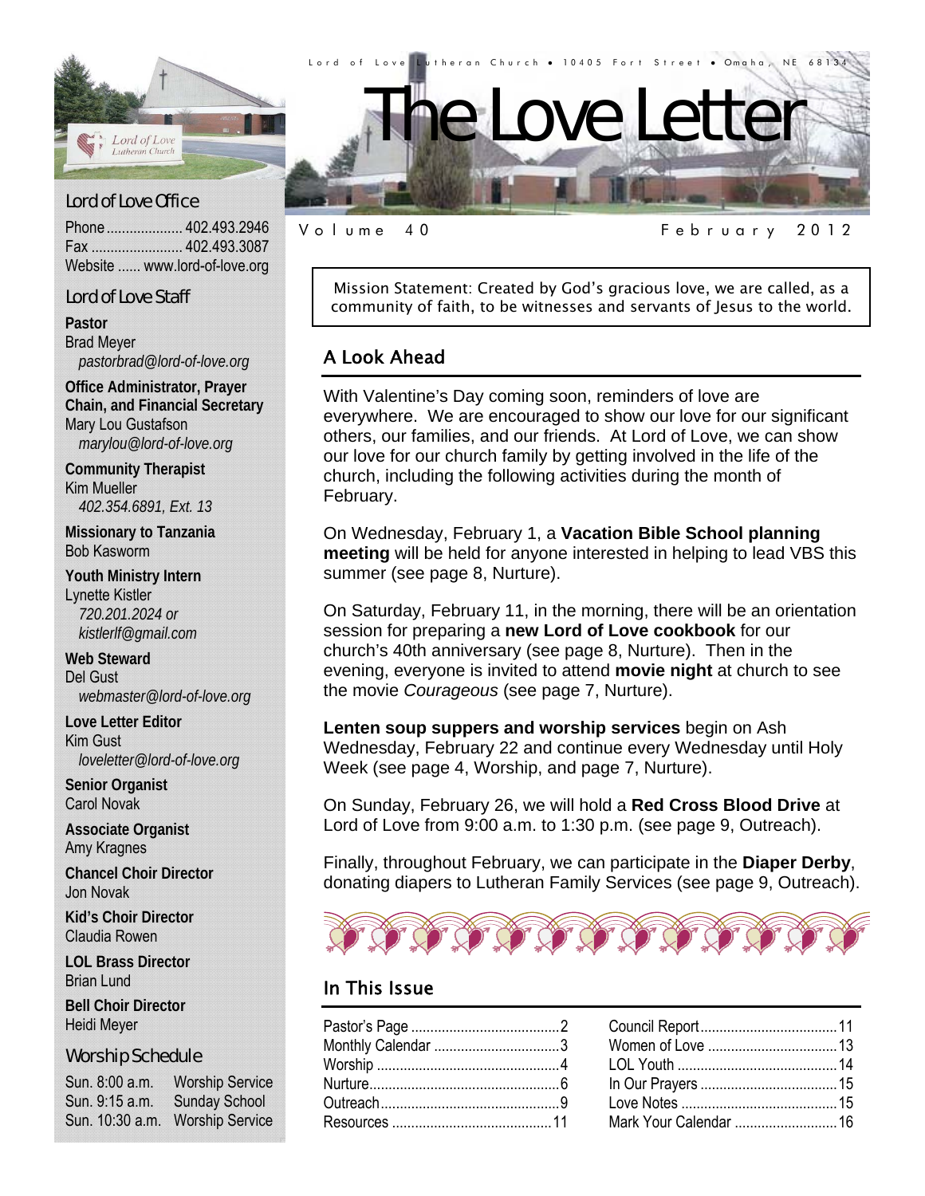Lord of Love Lutheran Church • 10405 Fort Street • Omaha, NE 68134

# The Love Letter

Volume 40 February 2012

## Lord of Love Office

Phone .................... 402.493.2946
Fax ........................ 402.493.3087
Website ...... www.lord-of-love.org

## Lord of Love Staff

**Pastor**
Brad Meyer
*pastorbrad@lord-of-love.org*

**Office Administrator, Prayer Chain, and Financial Secretary**
Mary Lou Gustafson
*marylou@lord-of-love.org*

**Community Therapist**
Kim Mueller
*402.354.6891, Ext. 13*

**Missionary to Tanzania**
Bob Kasworm

**Youth Ministry Intern**
Lynette Kistler
*720.201.2024 or kistlerlf@gmail.com*

**Web Steward**
Del Gust
*webmaster@lord-of-love.org*

**Love Letter Editor**
Kim Gust
*loveletter@lord-of-love.org*

**Senior Organist**
Carol Novak

**Associate Organist**
Amy Kragnes

**Chancel Choir Director**
Jon Novak

**Kid's Choir Director**
Claudia Rowen

**LOL Brass Director**
Brian Lund

**Bell Choir Director**
Heidi Meyer

## Worship Schedule

Sun. 8:00 a.m. Worship Service
Sun. 9:15 a.m. Sunday School
Sun. 10:30 a.m. Worship Service

---

Mission Statement: Created by God's gracious love, we are called, as a community of faith, to be witnesses and servants of Jesus to the world.

## A Look Ahead

With Valentine's Day coming soon, reminders of love are everywhere. We are encouraged to show our love for our significant others, our families, and our friends. At Lord of Love, we can show our love for our church family by getting involved in the life of the church, including the following activities during the month of February.

On Wednesday, February 1, a **Vacation Bible School planning meeting** will be held for anyone interested in helping to lead VBS this summer (see page 8, Nurture).

On Saturday, February 11, in the morning, there will be an orientation session for preparing a **new Lord of Love cookbook** for our church's 40th anniversary (see page 8, Nurture). Then in the evening, everyone is invited to attend **movie night** at church to see the movie *Courageous* (see page 7, Nurture).

**Lenten soup suppers and worship services** begin on Ash Wednesday, February 22 and continue every Wednesday until Holy Week (see page 4, Worship, and page 7, Nurture).

On Sunday, February 26, we will hold a **Red Cross Blood Drive** at Lord of Love from 9:00 a.m. to 1:30 p.m. (see page 9, Outreach).

Finally, throughout February, we can participate in the **Diaper Derby**, donating diapers to Lutheran Family Services (see page 9, Outreach).

## In This Issue

| | |
|---|---|
| Pastor's Page ........ 2 | Council Report ........ 11 |
| Monthly Calendar ........ 3 | Women of Love ........ 13 |
| Worship ........ 4 | LOL Youth ........ 14 |
| Nurture ........ 6 | In Our Prayers ........ 15 |
| Outreach ........ 9 | Love Notes ........ 15 |
| Resources ........ 11 | Mark Your Calendar ........ 16 |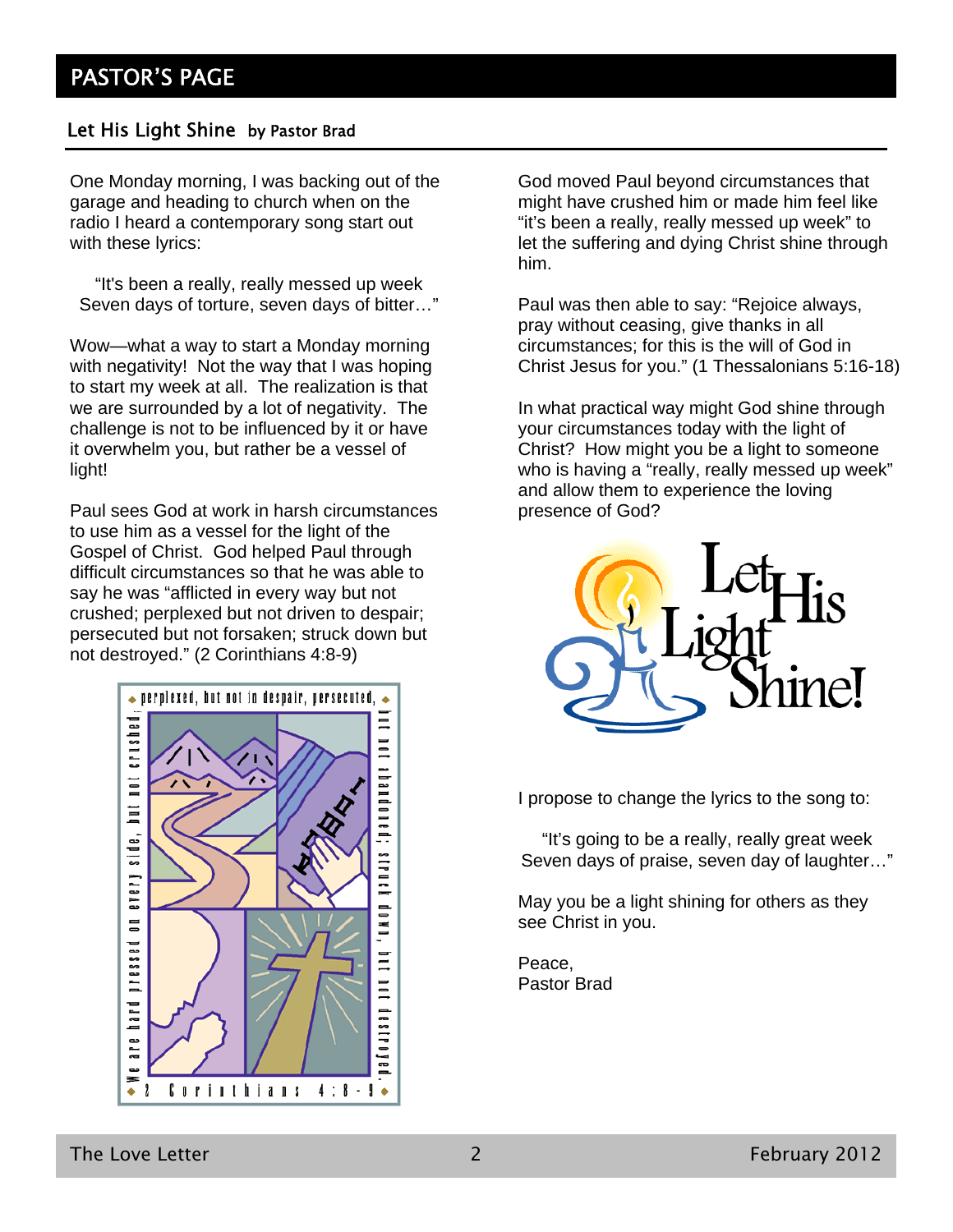# PASTOR'S PAGE

## Let His Light Shine by Pastor Brad

One Monday morning, I was backing out of the garage and heading to church when on the radio I heard a contemporary song start out with these lyrics:

"It's been a really, really messed up week
Seven days of torture, seven days of bitter…"

Wow—what a way to start a Monday morning with negativity! Not the way that I was hoping to start my week at all. The realization is that we are surrounded by a lot of negativity. The challenge is not to be influenced by it or have it overwhelm you, but rather be a vessel of light!

Paul sees God at work in harsh circumstances to use him as a vessel for the light of the Gospel of Christ. God helped Paul through difficult circumstances so that he was able to say he was "afflicted in every way but not crushed; perplexed but not driven to despair; persecuted but not forsaken; struck down but not destroyed." (2 Corinthians 4:8-9)

God moved Paul beyond circumstances that might have crushed him or made him feel like "it's been a really, really messed up week" to let the suffering and dying Christ shine through him.

Paul was then able to say: "Rejoice always, pray without ceasing, give thanks in all circumstances; for this is the will of God in Christ Jesus for you." (1 Thessalonians 5:16-18)

In what practical way might God shine through your circumstances today with the light of Christ? How might you be a light to someone who is having a "really, really messed up week" and allow them to experience the loving presence of God?

I propose to change the lyrics to the song to:

"It's going to be a really, really great week
Seven days of praise, seven day of laughter…"

May you be a light shining for others as they see Christ in you.

Peace,
Pastor Brad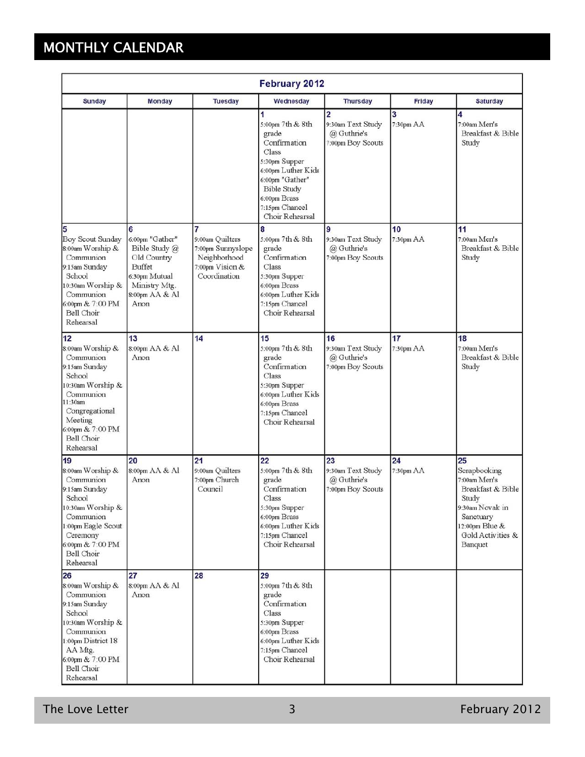# MONTHLY CALENDAR

**February 2012**

| Sunday | Monday | Tuesday | Wednesday | Thursday | Friday | Saturday |
|---|---|---|---|---|---|---|
| | | | **1** 5:00pm 7th & 8th grade Confirmation Class<br>5:30pm Supper<br>6:00pm Luther Kids<br>6:00pm "Gather" Bible Study<br>6:00pm Brass<br>7:15pm Chancel Choir Rehearsal | **2** 9:30am Text Study @ Guthrie's<br>7:00pm Boy Scouts | **3** 7:30pm AA | **4** 7:00am Men's Breakfast & Bible Study |
| **5** Boy Scout Sunday<br>8:00am Worship & Communion<br>9:15am Sunday School<br>10:30am Worship & Communion<br>6:00pm & 7:00 PM Bell Choir Rehearsal | **6** 6:00pm "Gather" Bible Study @ Old Country Buffet<br>6:30pm Mutual Ministry Mtg.<br>8:00pm AA & Al Anon | **7** 9:00am Quilters<br>7:00pm Sunnyslope Neighborhood<br>7:00pm Vision & Coordination | **8** 5:00pm 7th & 8th grade Confirmation Class<br>5:30pm Supper<br>6:00pm Brass<br>6:00pm Luther Kids<br>7:15pm Chancel Choir Rehearsal | **9** 9:30am Text Study @ Guthrie's<br>7:00pm Boy Scouts | **10** 7:30pm AA | **11** 7:00am Men's Breakfast & Bible Study |
| **12** 8:00am Worship & Communion<br>9:15am Sunday School<br>10:30am Worship & Communion<br>11:30am Congregational Meeting<br>6:00pm & 7:00 PM Bell Choir Rehearsal | **13** 8:00pm AA & Al Anon | **14** | **15** 5:00pm 7th & 8th grade Confirmation Class<br>5:30pm Supper<br>6:00pm Luther Kids<br>6:00pm Brass<br>7:15pm Chancel Choir Rehearsal | **16** 9:30am Text Study @ Guthrie's<br>7:00pm Boy Scouts | **17** 7:30pm AA | **18** 7:00am Men's Breakfast & Bible Study |
| **19** 8:00am Worship & Communion<br>9:15am Sunday School<br>10:30am Worship & Communion<br>1:00pm Eagle Scout Ceremony<br>6:00pm & 7:00 PM Bell Choir Rehearsal | **20** 8:00pm AA & Al Anon | **21** 9:00am Quilters<br>7:00pm Church Council | **22** 5:00pm 7th & 8th grade Confirmation Class<br>5:30pm Supper<br>6:00pm Brass<br>6:00pm Luther Kids<br>7:15pm Chancel Choir Rehearsal | **23** 9:30am Text Study @ Guthrie's<br>7:00pm Boy Scouts | **24** 7:30pm AA | **25** Scrapbooking<br>7:00am Men's Breakfast & Bible Study<br>9:30am Novak in Sanctuary<br>12:00pm Blue & Gold Activities & Banquet |
| **26** 8:00am Worship & Communion<br>9:15am Sunday School<br>10:30am Worship & Communion<br>1:00pm District 18 AA Mtg.<br>6:00pm & 7:00 PM Bell Choir Rehearsal | **27** 8:00pm AA & Al Anon | **28** | **29** 5:00pm 7th & 8th grade Confirmation Class<br>5:30pm Supper<br>6:00pm Brass<br>6:00pm Luther Kids<br>7:15pm Chancel Choir Rehearsal | | | |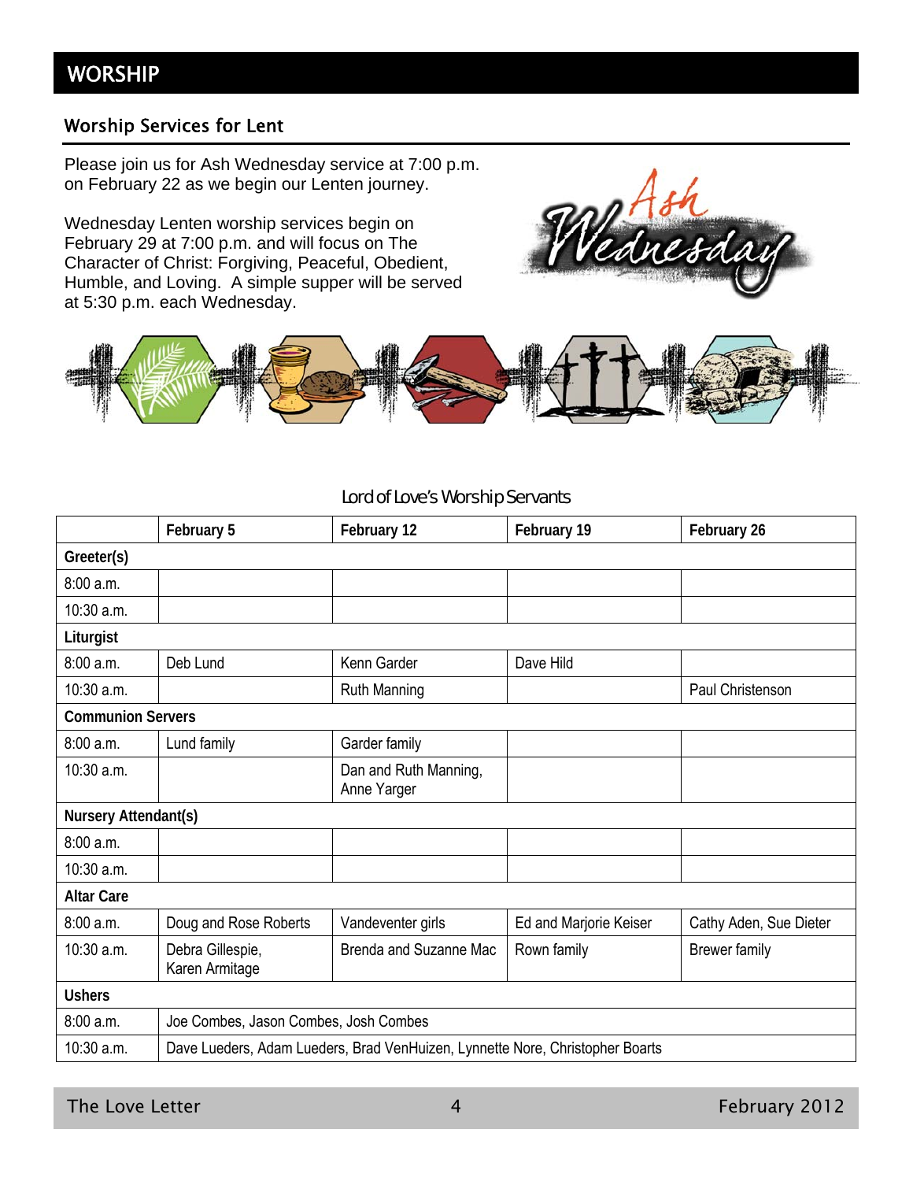# WORSHIP

## Worship Services for Lent

Please join us for Ash Wednesday service at 7:00 p.m. on February 22 as we begin our Lenten journey.

Wednesday Lenten worship services begin on February 29 at 7:00 p.m. and will focus on The Character of Christ: Forgiving, Peaceful, Obedient, Humble, and Loving. A simple supper will be served at 5:30 p.m. each Wednesday.

### Lord of Love's Worship Servants

| | February 5 | February 12 | February 19 | February 26 |
|---|---|---|---|---|
| **Greeter(s)** | | | | |
| 8:00 a.m. | | | | |
| 10:30 a.m. | | | | |
| **Liturgist** | | | | |
| 8:00 a.m. | Deb Lund | Kenn Garder | Dave Hild | |
| 10:30 a.m. | | Ruth Manning | | Paul Christenson |
| **Communion Servers** | | | | |
| 8:00 a.m. | Lund family | Garder family | | |
| 10:30 a.m. | | Dan and Ruth Manning, Anne Yarger | | |
| **Nursery Attendant(s)** | | | | |
| 8:00 a.m. | | | | |
| 10:30 a.m. | | | | |
| **Altar Care** | | | | |
| 8:00 a.m. | Doug and Rose Roberts | Vandeventer girls | Ed and Marjorie Keiser | Cathy Aden, Sue Dieter |
| 10:30 a.m. | Debra Gillespie, Karen Armitage | Brenda and Suzanne Mac | Rown family | Brewer family |
| **Ushers** | | | | |
| 8:00 a.m. | Joe Combes, Jason Combes, Josh Combes | | | |
| 10:30 a.m. | Dave Lueders, Adam Lueders, Brad VenHuizen, Lynnette Nore, Christopher Boarts | | | |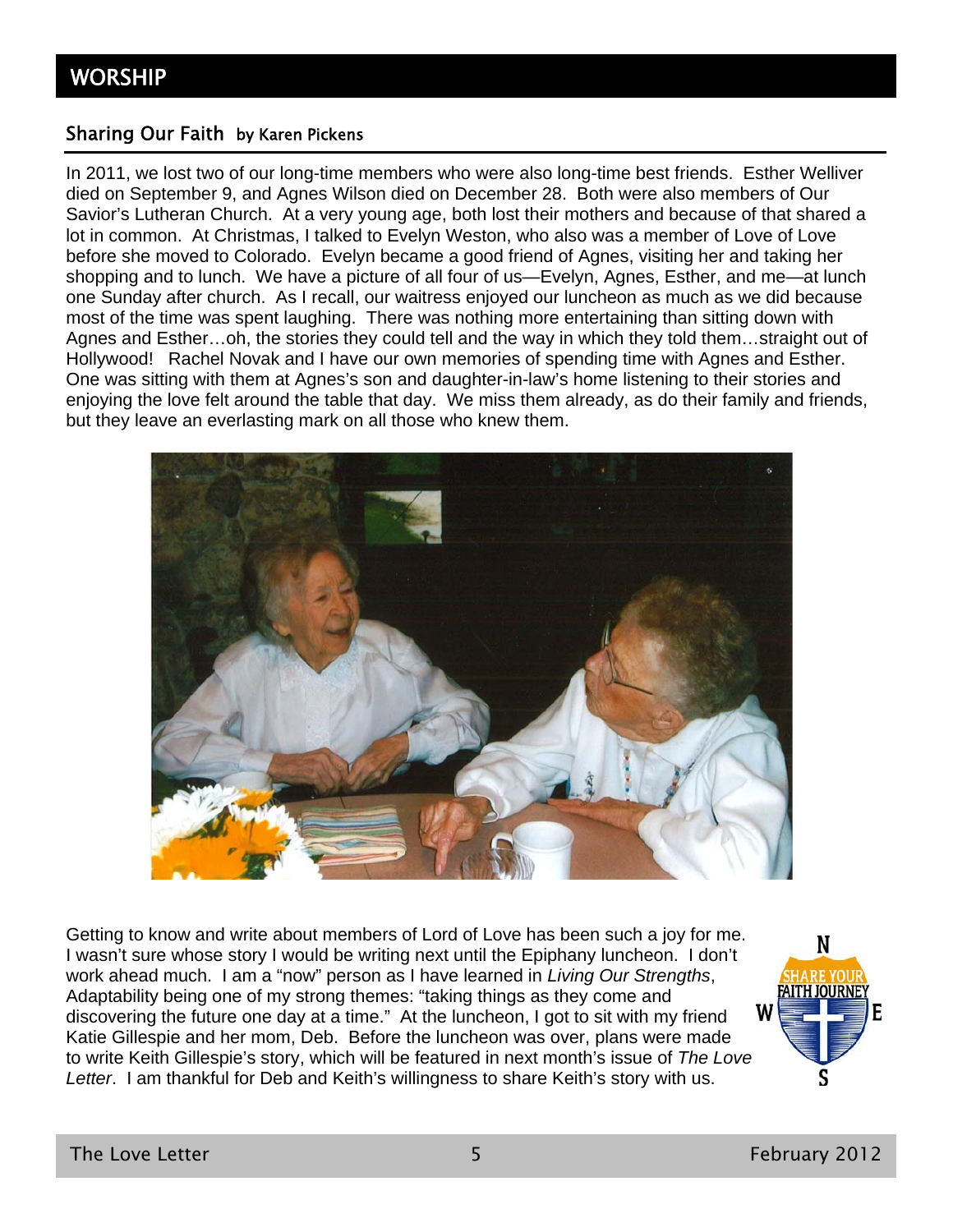# WORSHIP

## Sharing Our Faith by Karen Pickens

In 2011, we lost two of our long-time members who were also long-time best friends. Esther Welliver died on September 9, and Agnes Wilson died on December 28. Both were also members of Our Savior's Lutheran Church. At a very young age, both lost their mothers and because of that shared a lot in common. At Christmas, I talked to Evelyn Weston, who also was a member of Love of Love before she moved to Colorado. Evelyn became a good friend of Agnes, visiting her and taking her shopping and to lunch. We have a picture of all four of us—Evelyn, Agnes, Esther, and me—at lunch one Sunday after church. As I recall, our waitress enjoyed our luncheon as much as we did because most of the time was spent laughing. There was nothing more entertaining than sitting down with Agnes and Esther…oh, the stories they could tell and the way in which they told them…straight out of Hollywood! Rachel Novak and I have our own memories of spending time with Agnes and Esther. One was sitting with them at Agnes's son and daughter-in-law's home listening to their stories and enjoying the love felt around the table that day. We miss them already, as do their family and friends, but they leave an everlasting mark on all those who knew them.

Getting to know and write about members of Lord of Love has been such a joy for me. I wasn't sure whose story I would be writing next until the Epiphany luncheon. I don't work ahead much. I am a "now" person as I have learned in *Living Our Strengths*, Adaptability being one of my strong themes: "taking things as they come and discovering the future one day at a time." At the luncheon, I got to sit with my friend Katie Gillespie and her mom, Deb. Before the luncheon was over, plans were made to write Keith Gillespie's story, which will be featured in next month's issue of *The Love Letter*. I am thankful for Deb and Keith's willingness to share Keith's story with us.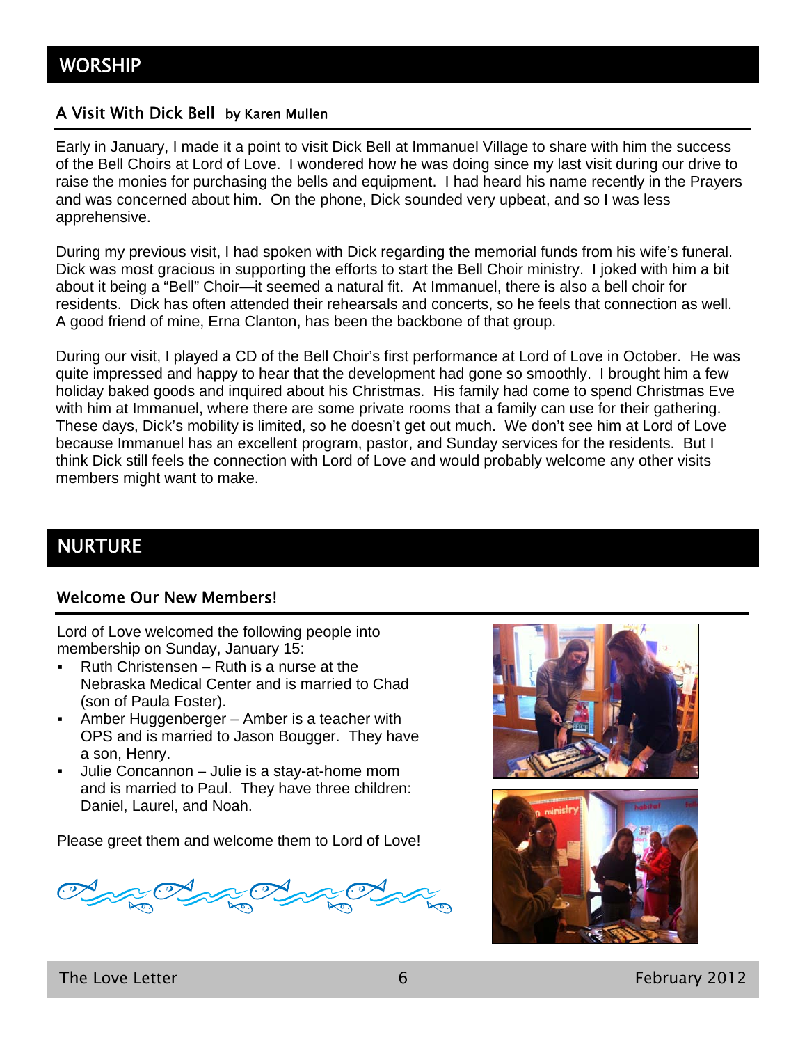## WORSHIP

### A Visit With Dick Bell by Karen Mullen

Early in January, I made it a point to visit Dick Bell at Immanuel Village to share with him the success of the Bell Choirs at Lord of Love. I wondered how he was doing since my last visit during our drive to raise the monies for purchasing the bells and equipment. I had heard his name recently in the Prayers and was concerned about him. On the phone, Dick sounded very upbeat, and so I was less apprehensive.

During my previous visit, I had spoken with Dick regarding the memorial funds from his wife's funeral. Dick was most gracious in supporting the efforts to start the Bell Choir ministry. I joked with him a bit about it being a "Bell" Choir—it seemed a natural fit. At Immanuel, there is also a bell choir for residents. Dick has often attended their rehearsals and concerts, so he feels that connection as well. A good friend of mine, Erna Clanton, has been the backbone of that group.

During our visit, I played a CD of the Bell Choir's first performance at Lord of Love in October. He was quite impressed and happy to hear that the development had gone so smoothly. I brought him a few holiday baked goods and inquired about his Christmas. His family had come to spend Christmas Eve with him at Immanuel, where there are some private rooms that a family can use for their gathering. These days, Dick's mobility is limited, so he doesn't get out much. We don't see him at Lord of Love because Immanuel has an excellent program, pastor, and Sunday services for the residents. But I think Dick still feels the connection with Lord of Love and would probably welcome any other visits members might want to make.

## NURTURE

### Welcome Our New Members!

Lord of Love welcomed the following people into membership on Sunday, January 15:

- Ruth Christensen – Ruth is a nurse at the Nebraska Medical Center and is married to Chad (son of Paula Foster).
- Amber Huggenberger – Amber is a teacher with OPS and is married to Jason Bougger. They have a son, Henry.
- Julie Concannon – Julie is a stay-at-home mom and is married to Paul. They have three children: Daniel, Laurel, and Noah.

Please greet them and welcome them to Lord of Love!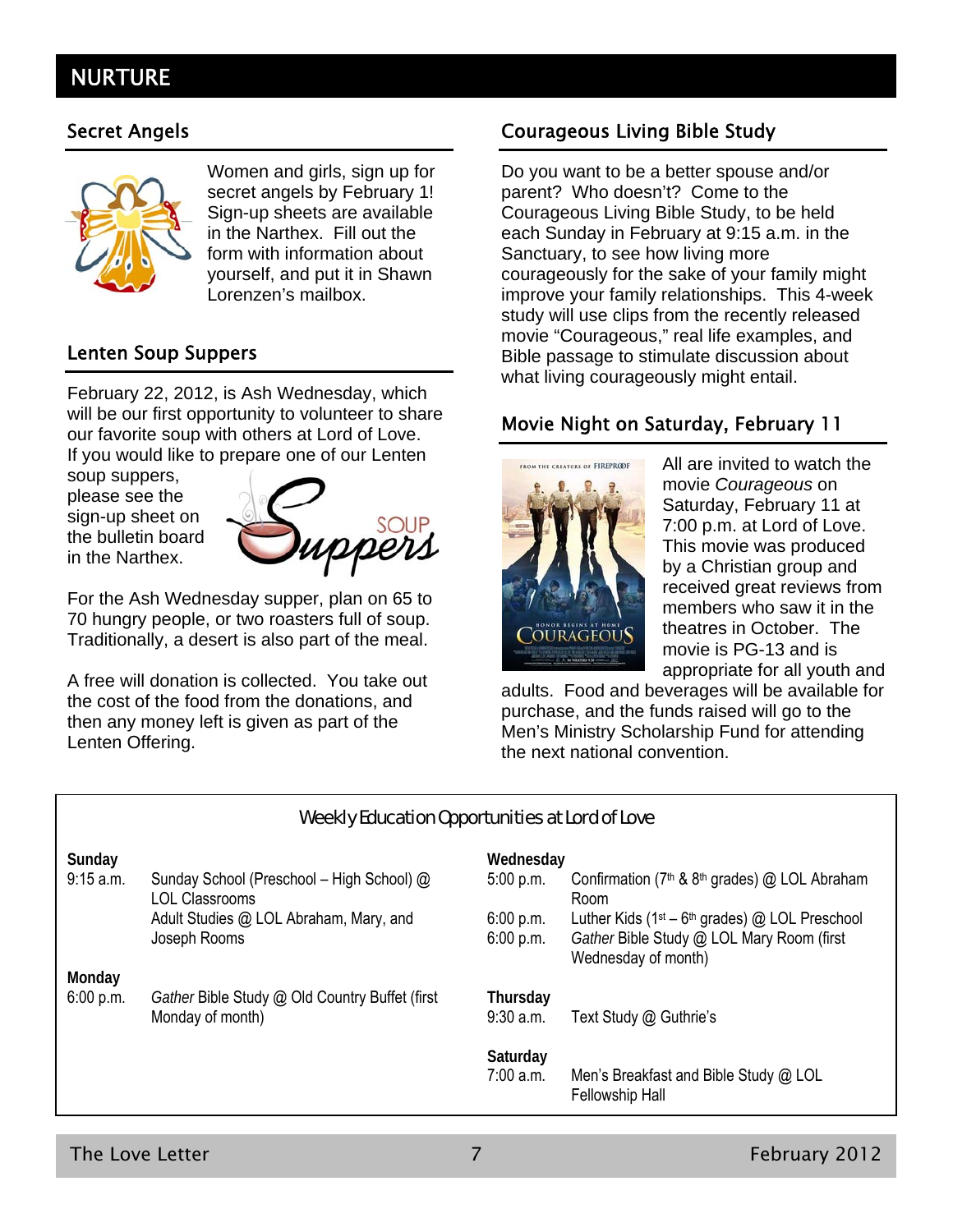# NURTURE

## Secret Angels

Women and girls, sign up for secret angels by February 1! Sign-up sheets are available in the Narthex. Fill out the form with information about yourself, and put it in Shawn Lorenzen's mailbox.

## Lenten Soup Suppers

February 22, 2012, is Ash Wednesday, which will be our first opportunity to volunteer to share our favorite soup with others at Lord of Love. If you would like to prepare one of our Lenten soup suppers, please see the sign-up sheet on the bulletin board in the Narthex.

For the Ash Wednesday supper, plan on 65 to 70 hungry people, or two roasters full of soup. Traditionally, a desert is also part of the meal.

A free will donation is collected. You take out the cost of the food from the donations, and then any money left is given as part of the Lenten Offering.

## Courageous Living Bible Study

Do you want to be a better spouse and/or parent? Who doesn't? Come to the Courageous Living Bible Study, to be held each Sunday in February at 9:15 a.m. in the Sanctuary, to see how living more courageously for the sake of your family might improve your family relationships. This 4-week study will use clips from the recently released movie "Courageous," real life examples, and Bible passage to stimulate discussion about what living courageously might entail.

## Movie Night on Saturday, February 11

All are invited to watch the movie *Courageous* on Saturday, February 11 at 7:00 p.m. at Lord of Love. This movie was produced by a Christian group and received great reviews from members who saw it in the theatres in October. The movie is PG-13 and is appropriate for all youth and adults. Food and beverages will be available for purchase, and the funds raised will go to the Men's Ministry Scholarship Fund for attending the next national convention.

## Weekly Education Opportunities at Lord of Love

**Sunday**

| | |
|---|---|
| 9:15 a.m. | Sunday School (Preschool – High School) @ LOL Classrooms |
| | Adult Studies @ LOL Abraham, Mary, and Joseph Rooms |

**Monday**

| | |
|---|---|
| 6:00 p.m. | *Gather* Bible Study @ Old Country Buffet (first Monday of month) |

**Wednesday**

| | |
|---|---|
| 5:00 p.m. | Confirmation (7th & 8th grades) @ LOL Abraham Room |
| 6:00 p.m. | Luther Kids (1st – 6th grades) @ LOL Preschool |
| 6:00 p.m. | *Gather* Bible Study @ LOL Mary Room (first Wednesday of month) |

**Thursday**

| | |
|---|---|
| 9:30 a.m. | Text Study @ Guthrie's |

**Saturday**

| | |
|---|---|
| 7:00 a.m. | Men's Breakfast and Bible Study @ LOL Fellowship Hall |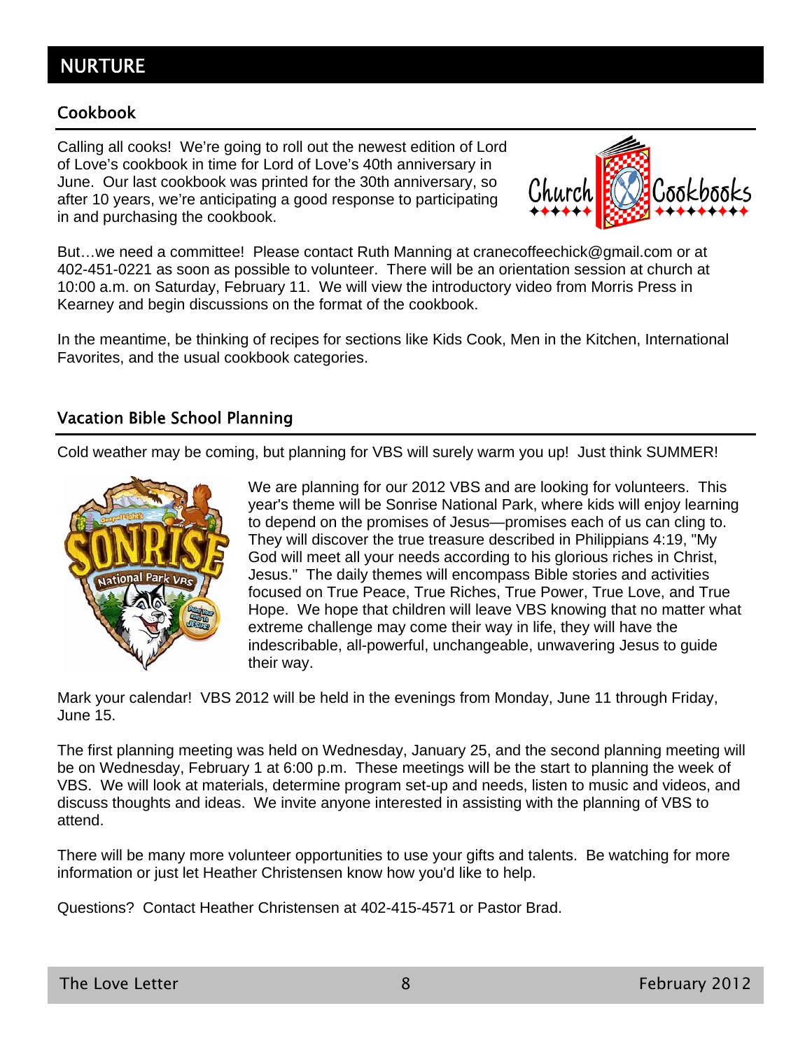# NURTURE

## Cookbook

Calling all cooks! We're going to roll out the newest edition of Lord of Love's cookbook in time for Lord of Love's 40th anniversary in June. Our last cookbook was printed for the 30th anniversary, so after 10 years, we're anticipating a good response to participating in and purchasing the cookbook.

But…we need a committee! Please contact Ruth Manning at cranecoffeechick@gmail.com or at 402-451-0221 as soon as possible to volunteer. There will be an orientation session at church at 10:00 a.m. on Saturday, February 11. We will view the introductory video from Morris Press in Kearney and begin discussions on the format of the cookbook.

In the meantime, be thinking of recipes for sections like Kids Cook, Men in the Kitchen, International Favorites, and the usual cookbook categories.

## Vacation Bible School Planning

Cold weather may be coming, but planning for VBS will surely warm you up! Just think SUMMER!

We are planning for our 2012 VBS and are looking for volunteers. This year's theme will be Sonrise National Park, where kids will enjoy learning to depend on the promises of Jesus—promises each of us can cling to. They will discover the true treasure described in Philippians 4:19, "My God will meet all your needs according to his glorious riches in Christ, Jesus." The daily themes will encompass Bible stories and activities focused on True Peace, True Riches, True Power, True Love, and True Hope. We hope that children will leave VBS knowing that no matter what extreme challenge may come their way in life, they will have the indescribable, all-powerful, unchangeable, unwavering Jesus to guide their way.

Mark your calendar! VBS 2012 will be held in the evenings from Monday, June 11 through Friday, June 15.

The first planning meeting was held on Wednesday, January 25, and the second planning meeting will be on Wednesday, February 1 at 6:00 p.m. These meetings will be the start to planning the week of VBS. We will look at materials, determine program set-up and needs, listen to music and videos, and discuss thoughts and ideas. We invite anyone interested in assisting with the planning of VBS to attend.

There will be many more volunteer opportunities to use your gifts and talents. Be watching for more information or just let Heather Christensen know how you'd like to help.

Questions? Contact Heather Christensen at 402-415-4571 or Pastor Brad.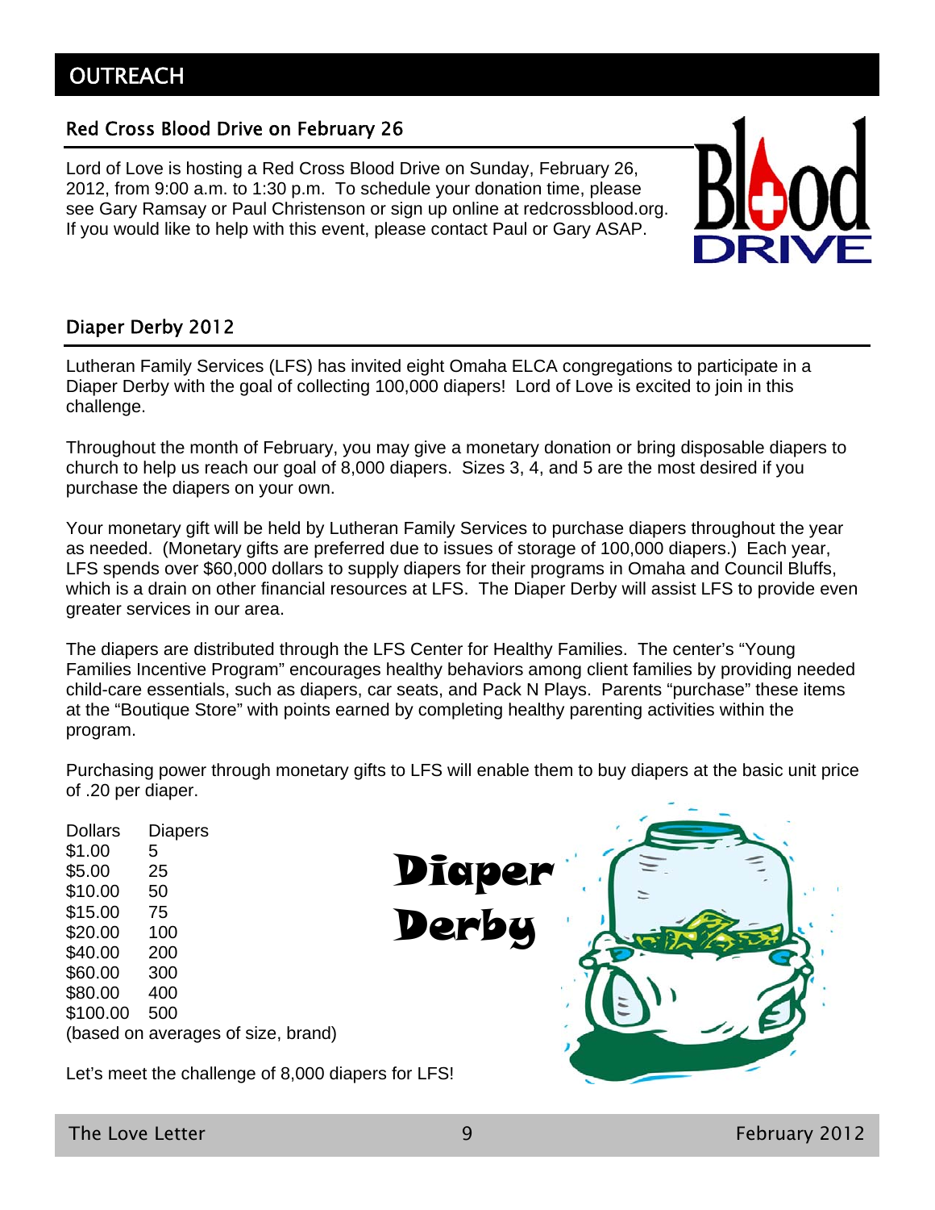# OUTREACH

## Red Cross Blood Drive on February 26

Lord of Love is hosting a Red Cross Blood Drive on Sunday, February 26, 2012, from 9:00 a.m. to 1:30 p.m. To schedule your donation time, please see Gary Ramsay or Paul Christenson or sign up online at redcrossblood.org. If you would like to help with this event, please contact Paul or Gary ASAP.

## Diaper Derby 2012

Lutheran Family Services (LFS) has invited eight Omaha ELCA congregations to participate in a Diaper Derby with the goal of collecting 100,000 diapers! Lord of Love is excited to join in this challenge.

Throughout the month of February, you may give a monetary donation or bring disposable diapers to church to help us reach our goal of 8,000 diapers. Sizes 3, 4, and 5 are the most desired if you purchase the diapers on your own.

Your monetary gift will be held by Lutheran Family Services to purchase diapers throughout the year as needed. (Monetary gifts are preferred due to issues of storage of 100,000 diapers.) Each year, LFS spends over $60,000 dollars to supply diapers for their programs in Omaha and Council Bluffs, which is a drain on other financial resources at LFS. The Diaper Derby will assist LFS to provide even greater services in our area.

The diapers are distributed through the LFS Center for Healthy Families. The center's "Young Families Incentive Program" encourages healthy behaviors among client families by providing needed child-care essentials, such as diapers, car seats, and Pack N Plays. Parents "purchase" these items at the "Boutique Store" with points earned by completing healthy parenting activities within the program.

Purchasing power through monetary gifts to LFS will enable them to buy diapers at the basic unit price of .20 per diaper.

| Dollars | Diapers |
|---|---|
| $1.00 | 5 |
| $5.00 | 25 |
| $10.00 | 50 |
| $15.00 | 75 |
| $20.00 | 100 |
| $40.00 | 200 |
| $60.00 | 300 |
| $80.00 | 400 |
| $100.00 | 500 |

(based on averages of size, brand)

**Diaper Derby**

Let's meet the challenge of 8,000 diapers for LFS!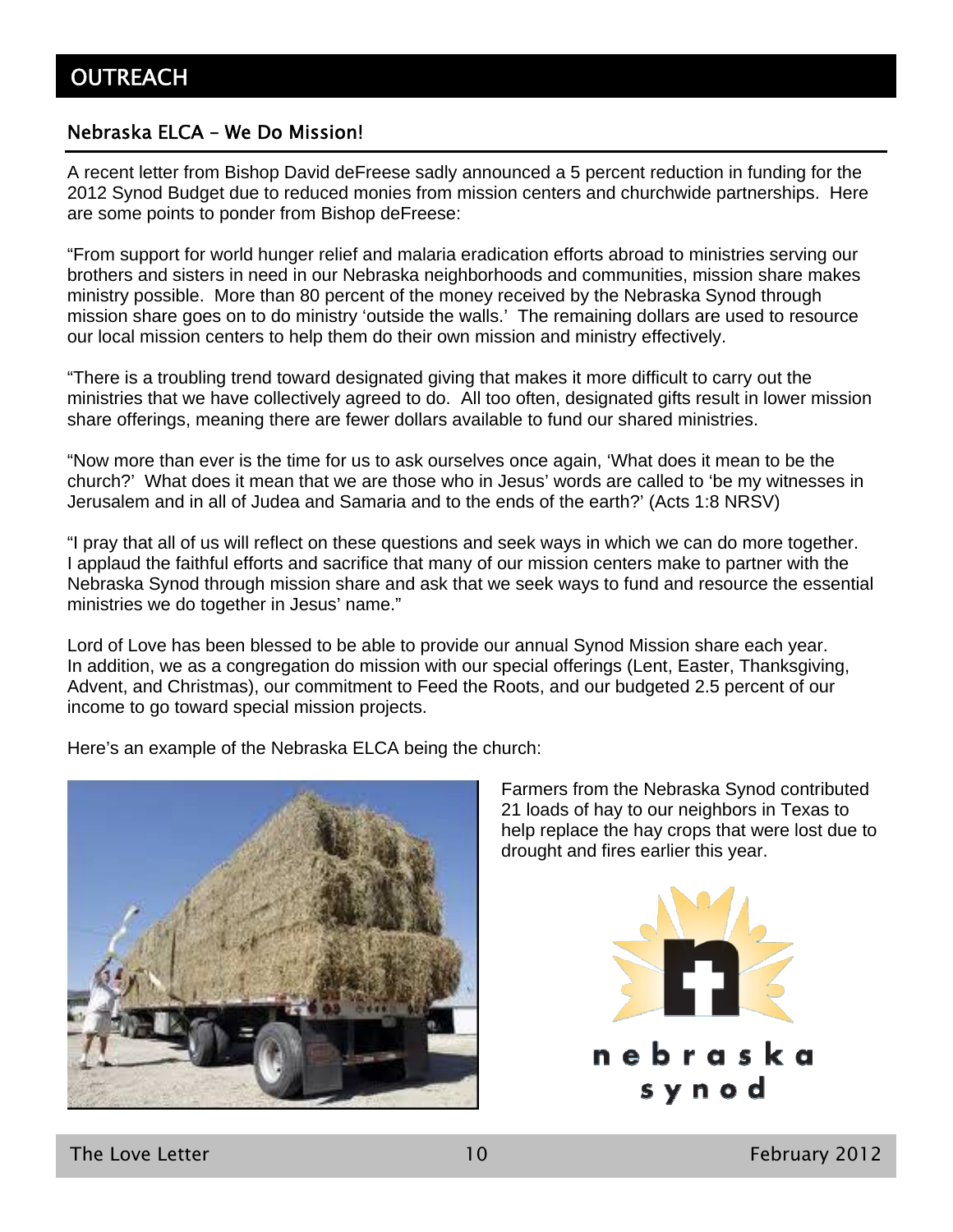# OUTREACH

## Nebraska ELCA – We Do Mission!

A recent letter from Bishop David deFreese sadly announced a 5 percent reduction in funding for the 2012 Synod Budget due to reduced monies from mission centers and churchwide partnerships. Here are some points to ponder from Bishop deFreese:

"From support for world hunger relief and malaria eradication efforts abroad to ministries serving our brothers and sisters in need in our Nebraska neighborhoods and communities, mission share makes ministry possible. More than 80 percent of the money received by the Nebraska Synod through mission share goes on to do ministry 'outside the walls.' The remaining dollars are used to resource our local mission centers to help them do their own mission and ministry effectively.

"There is a troubling trend toward designated giving that makes it more difficult to carry out the ministries that we have collectively agreed to do. All too often, designated gifts result in lower mission share offerings, meaning there are fewer dollars available to fund our shared ministries.

"Now more than ever is the time for us to ask ourselves once again, 'What does it mean to be the church?' What does it mean that we are those who in Jesus' words are called to 'be my witnesses in Jerusalem and in all of Judea and Samaria and to the ends of the earth?' (Acts 1:8 NRSV)

"I pray that all of us will reflect on these questions and seek ways in which we can do more together. I applaud the faithful efforts and sacrifice that many of our mission centers make to partner with the Nebraska Synod through mission share and ask that we seek ways to fund and resource the essential ministries we do together in Jesus' name."

Lord of Love has been blessed to be able to provide our annual Synod Mission share each year. In addition, we as a congregation do mission with our special offerings (Lent, Easter, Thanksgiving, Advent, and Christmas), our commitment to Feed the Roots, and our budgeted 2.5 percent of our income to go toward special mission projects.

Here's an example of the Nebraska ELCA being the church:

Farmers from the Nebraska Synod contributed 21 loads of hay to our neighbors in Texas to help replace the hay crops that were lost due to drought and fires earlier this year.

nebraska synod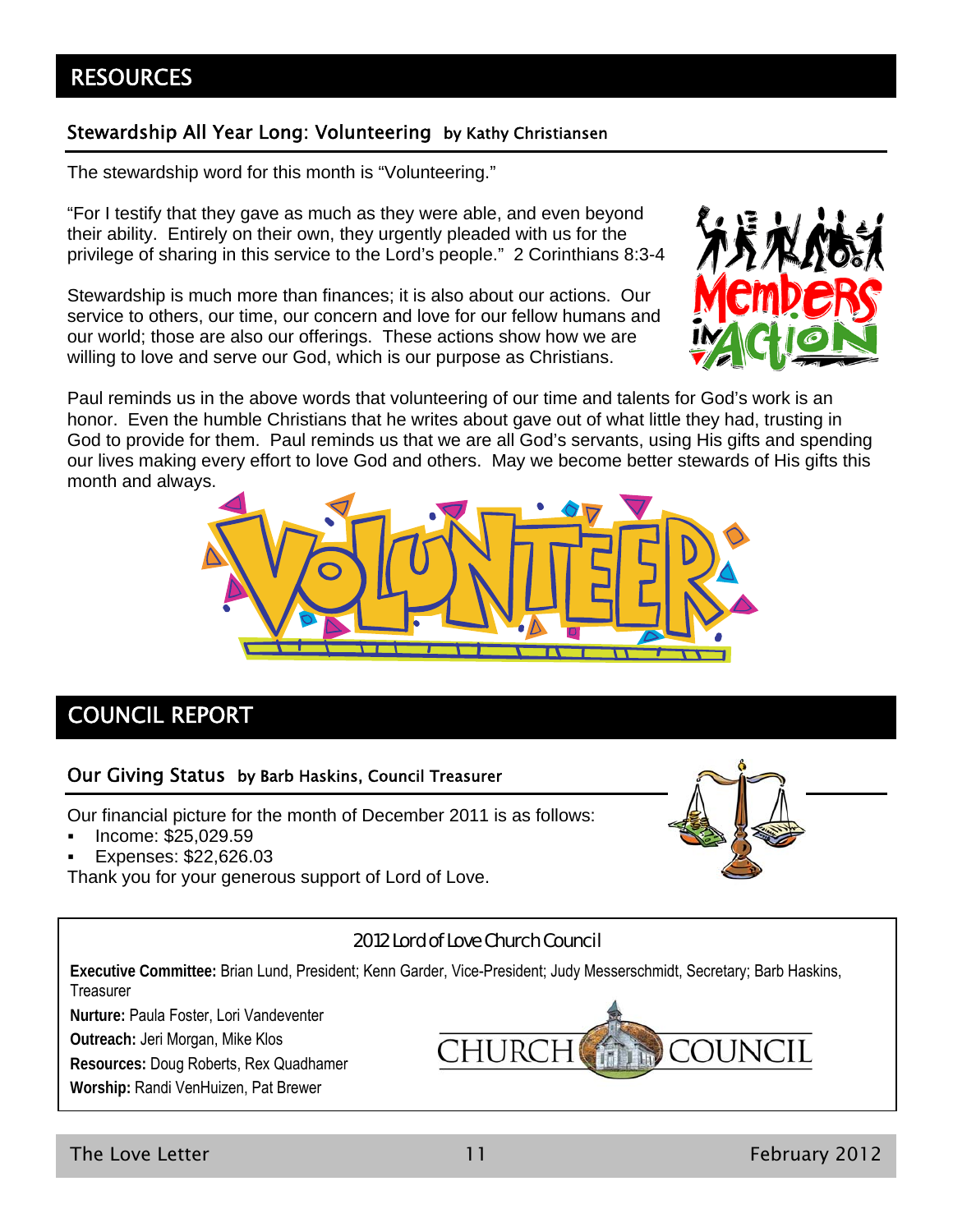# RESOURCES

## Stewardship All Year Long: Volunteering by Kathy Christiansen

The stewardship word for this month is "Volunteering."

"For I testify that they gave as much as they were able, and even beyond their ability. Entirely on their own, they urgently pleaded with us for the privilege of sharing in this service to the Lord's people." 2 Corinthians 8:3-4

Stewardship is much more than finances; it is also about our actions. Our service to others, our time, our concern and love for our fellow humans and our world; those are also our offerings. These actions show how we are willing to love and serve our God, which is our purpose as Christians.

Paul reminds us in the above words that volunteering of our time and talents for God's work is an honor. Even the humble Christians that he writes about gave out of what little they had, trusting in God to provide for them. Paul reminds us that we are all God's servants, using His gifts and spending our lives making every effort to love God and others. May we become better stewards of His gifts this month and always.

# COUNCIL REPORT

## Our Giving Status by Barb Haskins, Council Treasurer

Our financial picture for the month of December 2011 is as follows:

- Income: $25,029.59
- Expenses: $22,626.03

Thank you for your generous support of Lord of Love.

### 2012 Lord of Love Church Council

**Executive Committee:** Brian Lund, President; Kenn Garder, Vice-President; Judy Messerschmidt, Secretary; Barb Haskins, Treasurer

**Nurture:** Paula Foster, Lori Vandeventer

**Outreach:** Jeri Morgan, Mike Klos

**Resources:** Doug Roberts, Rex Quadhamer

**Worship:** Randi VenHuizen, Pat Brewer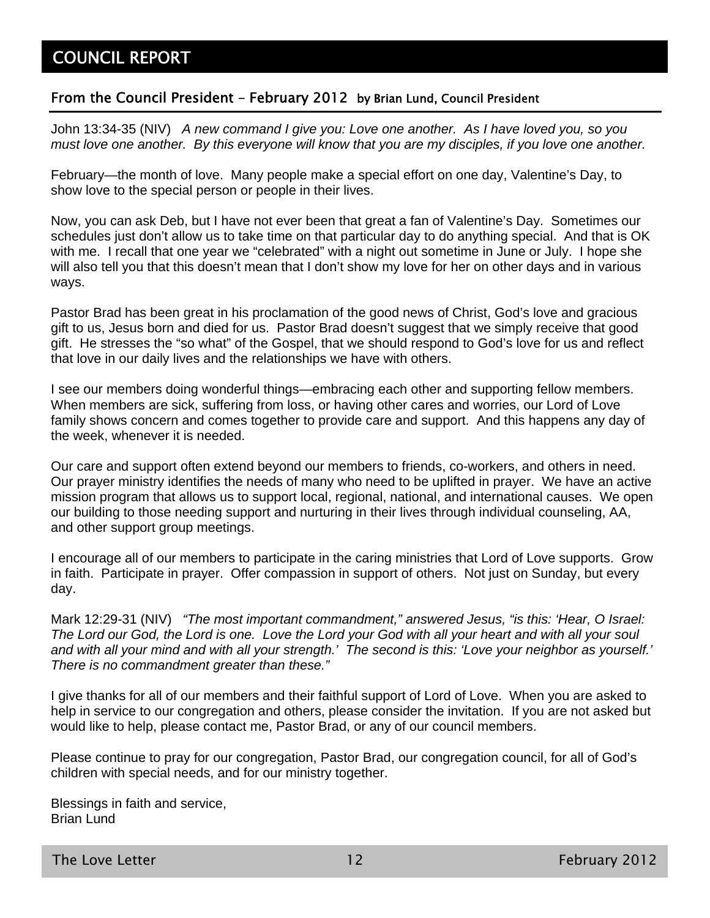# COUNCIL REPORT

## From the Council President – February 2012 by Brian Lund, Council President

John 13:34-35 (NIV) *A new command I give you: Love one another. As I have loved you, so you must love one another. By this everyone will know that you are my disciples, if you love one another.*

February—the month of love. Many people make a special effort on one day, Valentine's Day, to show love to the special person or people in their lives.

Now, you can ask Deb, but I have not ever been that great a fan of Valentine's Day. Sometimes our schedules just don't allow us to take time on that particular day to do anything special. And that is OK with me. I recall that one year we "celebrated" with a night out sometime in June or July. I hope she will also tell you that this doesn't mean that I don't show my love for her on other days and in various ways.

Pastor Brad has been great in his proclamation of the good news of Christ, God's love and gracious gift to us, Jesus born and died for us. Pastor Brad doesn't suggest that we simply receive that good gift. He stresses the "so what" of the Gospel, that we should respond to God's love for us and reflect that love in our daily lives and the relationships we have with others.

I see our members doing wonderful things—embracing each other and supporting fellow members. When members are sick, suffering from loss, or having other cares and worries, our Lord of Love family shows concern and comes together to provide care and support. And this happens any day of the week, whenever it is needed.

Our care and support often extend beyond our members to friends, co-workers, and others in need. Our prayer ministry identifies the needs of many who need to be uplifted in prayer. We have an active mission program that allows us to support local, regional, national, and international causes. We open our building to those needing support and nurturing in their lives through individual counseling, AA, and other support group meetings.

I encourage all of our members to participate in the caring ministries that Lord of Love supports. Grow in faith. Participate in prayer. Offer compassion in support of others. Not just on Sunday, but every day.

Mark 12:29-31 (NIV) *"The most important commandment," answered Jesus, "is this: 'Hear, O Israel: The Lord our God, the Lord is one. Love the Lord your God with all your heart and with all your soul and with all your mind and with all your strength.' The second is this: 'Love your neighbor as yourself.' There is no commandment greater than these."*

I give thanks for all of our members and their faithful support of Lord of Love. When you are asked to help in service to our congregation and others, please consider the invitation. If you are not asked but would like to help, please contact me, Pastor Brad, or any of our council members.

Please continue to pray for our congregation, Pastor Brad, our congregation council, for all of God's children with special needs, and for our ministry together.

Blessings in faith and service,
Brian Lund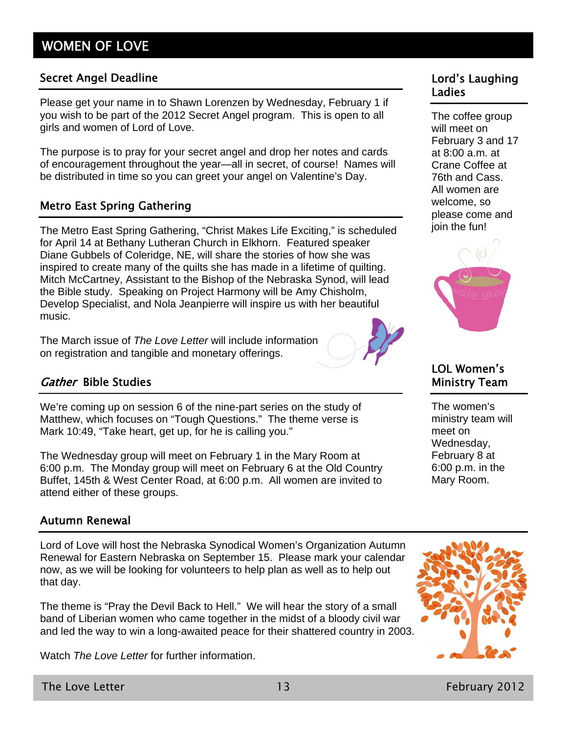# WOMEN OF LOVE

## Secret Angel Deadline

Please get your name in to Shawn Lorenzen by Wednesday, February 1 if you wish to be part of the 2012 Secret Angel program. This is open to all girls and women of Lord of Love.

The purpose is to pray for your secret angel and drop her notes and cards of encouragement throughout the year—all in secret, of course! Names will be distributed in time so you can greet your angel on Valentine's Day.

## Metro East Spring Gathering

The Metro East Spring Gathering, "Christ Makes Life Exciting," is scheduled for April 14 at Bethany Lutheran Church in Elkhorn. Featured speaker Diane Gubbels of Coleridge, NE, will share the stories of how she was inspired to create many of the quilts she has made in a lifetime of quilting. Mitch McCartney, Assistant to the Bishop of the Nebraska Synod, will lead the Bible study. Speaking on Project Harmony will be Amy Chisholm, Develop Specialist, and Nola Jeanpierre will inspire us with her beautiful music.

The March issue of *The Love Letter* will include information on registration and tangible and monetary offerings.

## *Gather* Bible Studies

We're coming up on session 6 of the nine-part series on the study of Matthew, which focuses on "Tough Questions." The theme verse is Mark 10:49, "Take heart, get up, for he is calling you."

The Wednesday group will meet on February 1 in the Mary Room at 6:00 p.m. The Monday group will meet on February 6 at the Old Country Buffet, 145th & West Center Road, at 6:00 p.m. All women are invited to attend either of these groups.

## Autumn Renewal

Lord of Love will host the Nebraska Synodical Women's Organization Autumn Renewal for Eastern Nebraska on September 15. Please mark your calendar now, as we will be looking for volunteers to help plan as well as to help out that day.

The theme is "Pray the Devil Back to Hell." We will hear the story of a small band of Liberian women who came together in the midst of a bloody civil war and led the way to win a long-awaited peace for their shattered country in 2003.

Watch *The Love Letter* for further information.

## Lord's Laughing Ladies

The coffee group will meet on February 3 and 17 at 8:00 a.m. at Crane Coffee at 76th and Cass. All women are welcome, so please come and join the fun!

## LOL Women's Ministry Team

The women's ministry team will meet on Wednesday, February 8 at 6:00 p.m. in the Mary Room.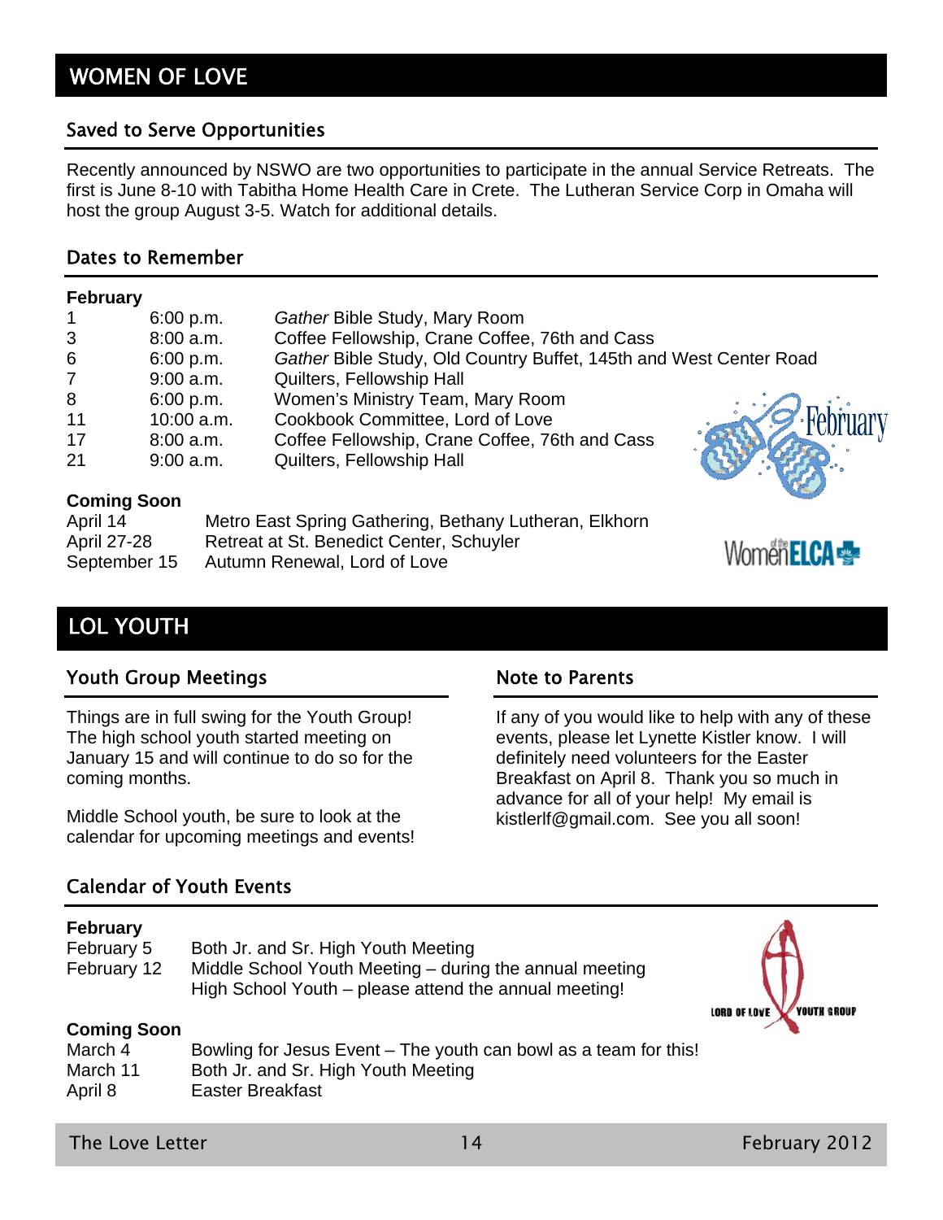# WOMEN OF LOVE

## Saved to Serve Opportunities

Recently announced by NSWO are two opportunities to participate in the annual Service Retreats. The first is June 8-10 with Tabitha Home Health Care in Crete. The Lutheran Service Corp in Omaha will host the group August 3-5. Watch for additional details.

## Dates to Remember

**February**

| | | |
|---|---|---|
| 1 | 6:00 p.m. | *Gather* Bible Study, Mary Room |
| 3 | 8:00 a.m. | Coffee Fellowship, Crane Coffee, 76th and Cass |
| 6 | 6:00 p.m. | *Gather* Bible Study, Old Country Buffet, 145th and West Center Road |
| 7 | 9:00 a.m. | Quilters, Fellowship Hall |
| 8 | 6:00 p.m. | Women's Ministry Team, Mary Room |
| 11 | 10:00 a.m. | Cookbook Committee, Lord of Love |
| 17 | 8:00 a.m. | Coffee Fellowship, Crane Coffee, 76th and Cass |
| 21 | 9:00 a.m. | Quilters, Fellowship Hall |

**Coming Soon**

| | |
|---|---|
| April 14 | Metro East Spring Gathering, Bethany Lutheran, Elkhorn |
| April 27-28 | Retreat at St. Benedict Center, Schuyler |
| September 15 | Autumn Renewal, Lord of Love |

# LOL YOUTH

## Youth Group Meetings

Things are in full swing for the Youth Group! The high school youth started meeting on January 15 and will continue to do so for the coming months.

Middle School youth, be sure to look at the calendar for upcoming meetings and events!

## Note to Parents

If any of you would like to help with any of these events, please let Lynette Kistler know. I will definitely need volunteers for the Easter Breakfast on April 8. Thank you so much in advance for all of your help! My email is kistlerlf@gmail.com. See you all soon!

## Calendar of Youth Events

**February**

| | |
|---|---|
| February 5 | Both Jr. and Sr. High Youth Meeting |
| February 12 | Middle School Youth Meeting – during the annual meeting<br>High School Youth – please attend the annual meeting! |

**Coming Soon**

| | |
|---|---|
| March 4 | Bowling for Jesus Event – The youth can bowl as a team for this! |
| March 11 | Both Jr. and Sr. High Youth Meeting |
| April 8 | Easter Breakfast |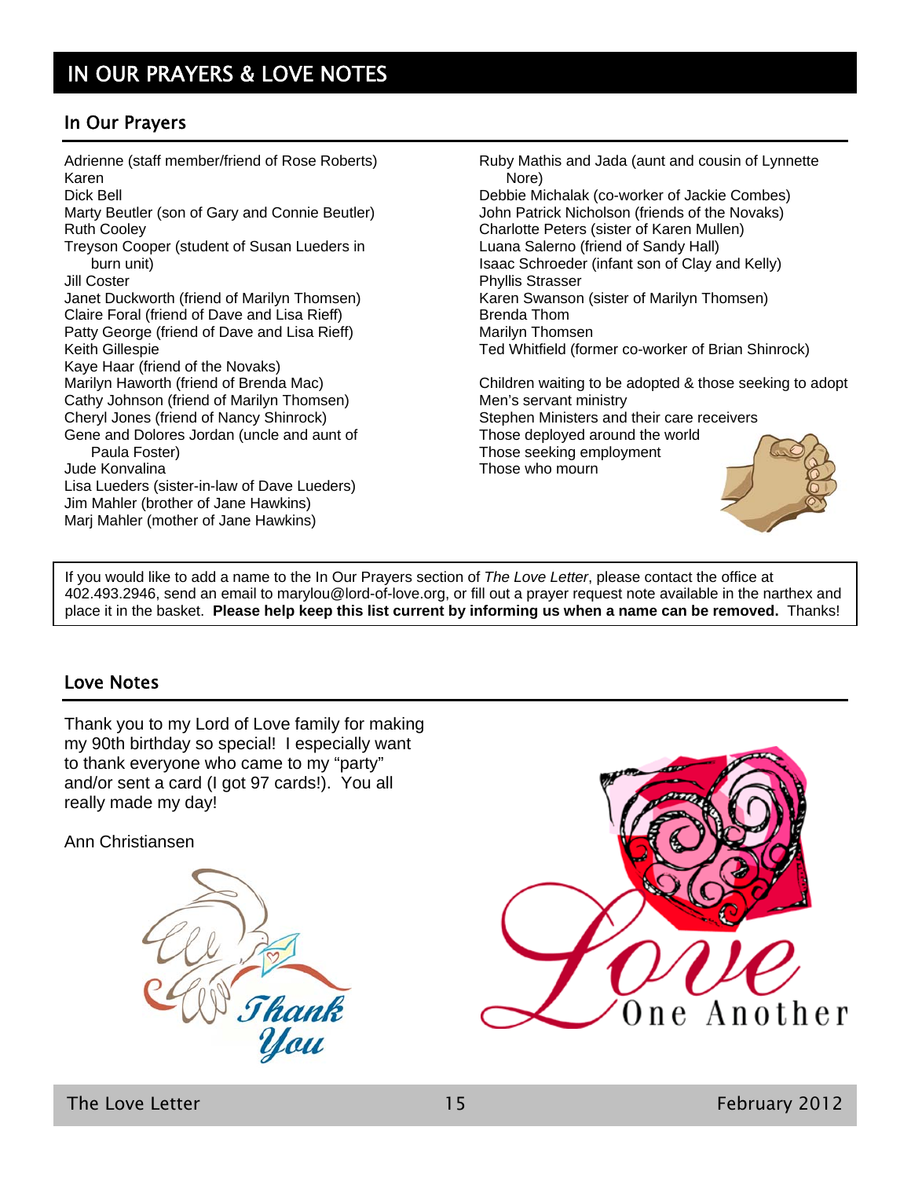# IN OUR PRAYERS & LOVE NOTES

## In Our Prayers

Adrienne (staff member/friend of Rose Roberts)
Karen
Dick Bell
Marty Beutler (son of Gary and Connie Beutler)
Ruth Cooley
Treyson Cooper (student of Susan Lueders in burn unit)
Jill Coster
Janet Duckworth (friend of Marilyn Thomsen)
Claire Foral (friend of Dave and Lisa Rieff)
Patty George (friend of Dave and Lisa Rieff)
Keith Gillespie
Kaye Haar (friend of the Novaks)
Marilyn Haworth (friend of Brenda Mac)
Cathy Johnson (friend of Marilyn Thomsen)
Cheryl Jones (friend of Nancy Shinrock)
Gene and Dolores Jordan (uncle and aunt of Paula Foster)
Jude Konvalina
Lisa Lueders (sister-in-law of Dave Lueders)
Jim Mahler (brother of Jane Hawkins)
Marj Mahler (mother of Jane Hawkins)
Ruby Mathis and Jada (aunt and cousin of Lynnette Nore)
Debbie Michalak (co-worker of Jackie Combes)
John Patrick Nicholson (friends of the Novaks)
Charlotte Peters (sister of Karen Mullen)
Luana Salerno (friend of Sandy Hall)
Isaac Schroeder (infant son of Clay and Kelly)
Phyllis Strasser
Karen Swanson (sister of Marilyn Thomsen)
Brenda Thom
Marilyn Thomsen
Ted Whitfield (former co-worker of Brian Shinrock)

Children waiting to be adopted & those seeking to adopt
Men's servant ministry
Stephen Ministers and their care receivers
Those deployed around the world
Those seeking employment
Those who mourn

If you would like to add a name to the In Our Prayers section of *The Love Letter*, please contact the office at 402.493.2946, send an email to marylou@lord-of-love.org, or fill out a prayer request note available in the narthex and place it in the basket. **Please help keep this list current by informing us when a name can be removed.** Thanks!

## Love Notes

Thank you to my Lord of Love family for making my 90th birthday so special! I especially want to thank everyone who came to my "party" and/or sent a card (I got 97 cards!). You all really made my day!

Ann Christiansen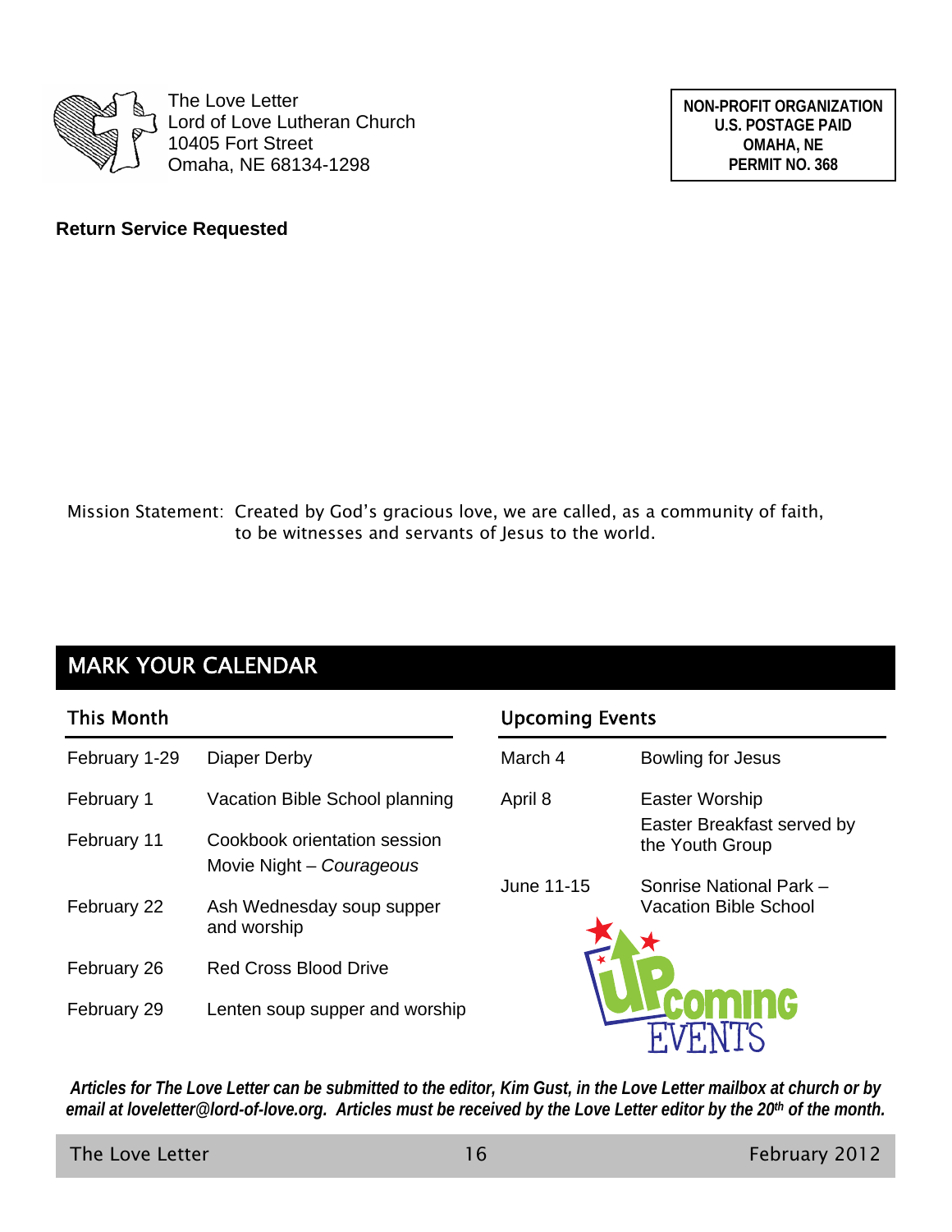The Love Letter
Lord of Love Lutheran Church
10405 Fort Street
Omaha, NE 68134-1298

**NON-PROFIT ORGANIZATION**
**U.S. POSTAGE PAID**
**OMAHA, NE**
**PERMIT NO. 368**

**Return Service Requested**

Mission Statement: Created by God's gracious love, we are called, as a community of faith, to be witnesses and servants of Jesus to the world.

## MARK YOUR CALENDAR

### This Month

| | |
|---|---|
| February 1-29 | Diaper Derby |
| February 1 | Vacation Bible School planning |
| February 11 | Cookbook orientation session<br>Movie Night – *Courageous* |
| February 22 | Ash Wednesday soup supper and worship |
| February 26 | Red Cross Blood Drive |
| February 29 | Lenten soup supper and worship |

### Upcoming Events

| | |
|---|---|
| March 4 | Bowling for Jesus |
| April 8 | Easter Worship<br>Easter Breakfast served by the Youth Group |
| June 11-15 | Sonrise National Park – Vacation Bible School |

UPcoming EVENTS

***Articles for The Love Letter can be submitted to the editor, Kim Gust, in the Love Letter mailbox at church or by email at loveletter@lord-of-love.org. Articles must be received by the Love Letter editor by the 20th of the month.***